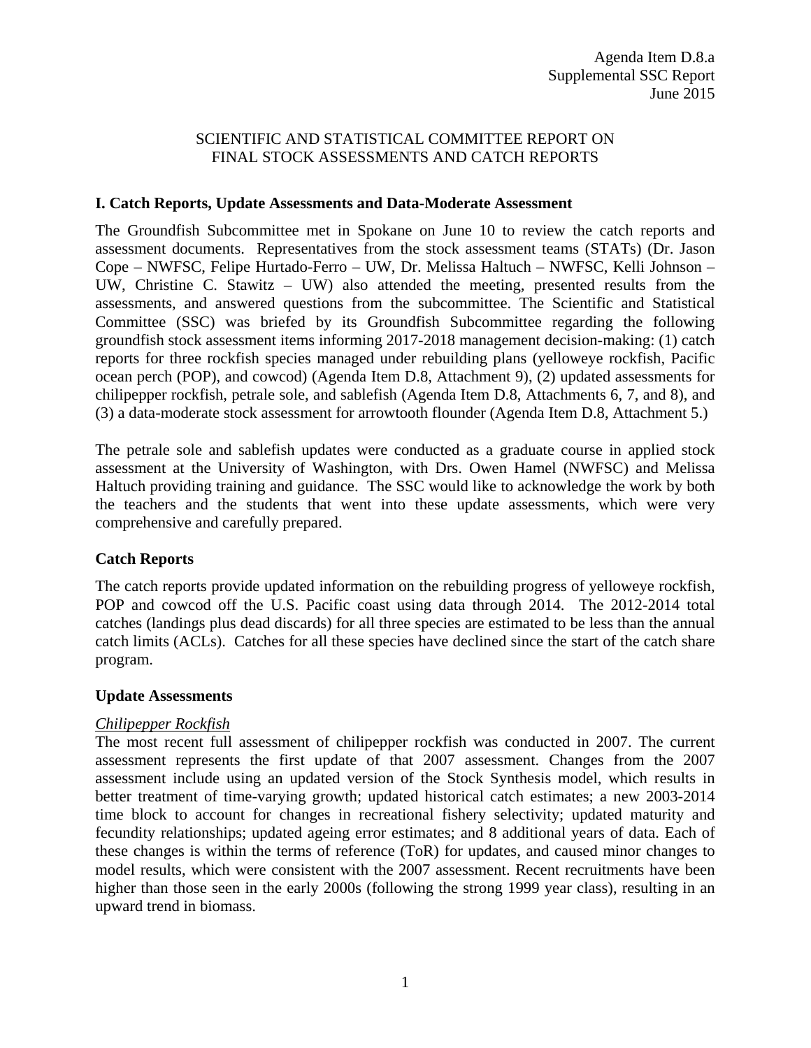Agenda Item D.8.a
Supplemental SSC Report
June 2015

SCIENTIFIC AND STATISTICAL COMMITTEE REPORT ON
FINAL STOCK ASSESSMENTS AND CATCH REPORTS

## I. Catch Reports, Update Assessments and Data-Moderate Assessment

The Groundfish Subcommittee met in Spokane on June 10 to review the catch reports and assessment documents. Representatives from the stock assessment teams (STATs) (Dr. Jason Cope – NWFSC, Felipe Hurtado-Ferro – UW, Dr. Melissa Haltuch – NWFSC, Kelli Johnson – UW, Christine C. Stawitz – UW) also attended the meeting, presented results from the assessments, and answered questions from the subcommittee. The Scientific and Statistical Committee (SSC) was briefed by its Groundfish Subcommittee regarding the following groundfish stock assessment items informing 2017-2018 management decision-making: (1) catch reports for three rockfish species managed under rebuilding plans (yelloweye rockfish, Pacific ocean perch (POP), and cowcod) (Agenda Item D.8, Attachment 9), (2) updated assessments for chilipepper rockfish, petrale sole, and sablefish (Agenda Item D.8, Attachments 6, 7, and 8), and (3) a data-moderate stock assessment for arrowtooth flounder (Agenda Item D.8, Attachment 5.)

The petrale sole and sablefish updates were conducted as a graduate course in applied stock assessment at the University of Washington, with Drs. Owen Hamel (NWFSC) and Melissa Haltuch providing training and guidance. The SSC would like to acknowledge the work by both the teachers and the students that went into these update assessments, which were very comprehensive and carefully prepared.

### Catch Reports

The catch reports provide updated information on the rebuilding progress of yelloweye rockfish, POP and cowcod off the U.S. Pacific coast using data through 2014. The 2012-2014 total catches (landings plus dead discards) for all three species are estimated to be less than the annual catch limits (ACLs). Catches for all these species have declined since the start of the catch share program.

### Update Assessments

*Chilipepper Rockfish*

The most recent full assessment of chilipepper rockfish was conducted in 2007. The current assessment represents the first update of that 2007 assessment. Changes from the 2007 assessment include using an updated version of the Stock Synthesis model, which results in better treatment of time-varying growth; updated historical catch estimates; a new 2003-2014 time block to account for changes in recreational fishery selectivity; updated maturity and fecundity relationships; updated ageing error estimates; and 8 additional years of data. Each of these changes is within the terms of reference (ToR) for updates, and caused minor changes to model results, which were consistent with the 2007 assessment. Recent recruitments have been higher than those seen in the early 2000s (following the strong 1999 year class), resulting in an upward trend in biomass.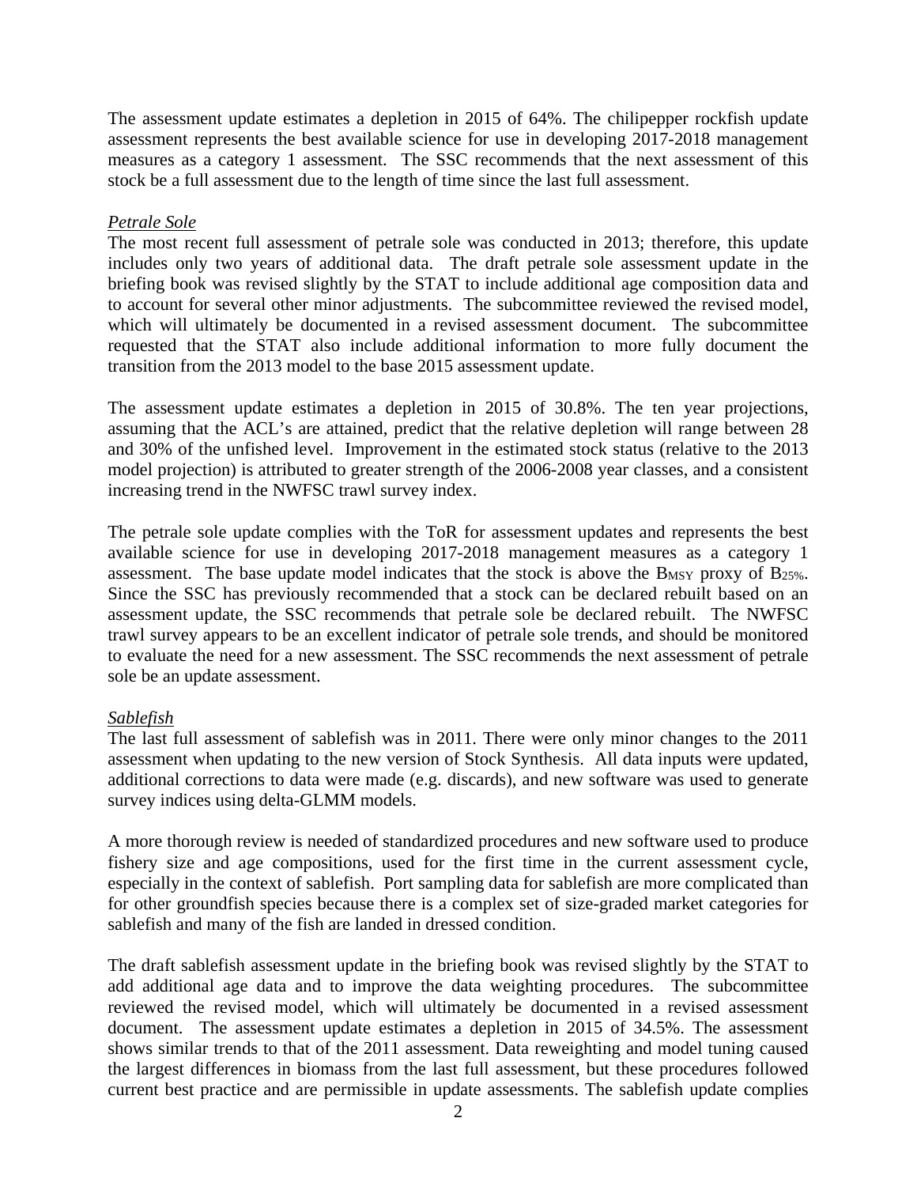The assessment update estimates a depletion in 2015 of 64%. The chilipepper rockfish update assessment represents the best available science for use in developing 2017-2018 management measures as a category 1 assessment. The SSC recommends that the next assessment of this stock be a full assessment due to the length of time since the last full assessment.

*Petrale Sole*

The most recent full assessment of petrale sole was conducted in 2013; therefore, this update includes only two years of additional data. The draft petrale sole assessment update in the briefing book was revised slightly by the STAT to include additional age composition data and to account for several other minor adjustments. The subcommittee reviewed the revised model, which will ultimately be documented in a revised assessment document. The subcommittee requested that the STAT also include additional information to more fully document the transition from the 2013 model to the base 2015 assessment update.

The assessment update estimates a depletion in 2015 of 30.8%. The ten year projections, assuming that the ACL's are attained, predict that the relative depletion will range between 28 and 30% of the unfished level. Improvement in the estimated stock status (relative to the 2013 model projection) is attributed to greater strength of the 2006-2008 year classes, and a consistent increasing trend in the NWFSC trawl survey index.

The petrale sole update complies with the ToR for assessment updates and represents the best available science for use in developing 2017-2018 management measures as a category 1 assessment. The base update model indicates that the stock is above the $B_{MSY}$ proxy of $B_{25\%}$. Since the SSC has previously recommended that a stock can be declared rebuilt based on an assessment update, the SSC recommends that petrale sole be declared rebuilt. The NWFSC trawl survey appears to be an excellent indicator of petrale sole trends, and should be monitored to evaluate the need for a new assessment. The SSC recommends the next assessment of petrale sole be an update assessment.

*Sablefish*

The last full assessment of sablefish was in 2011. There were only minor changes to the 2011 assessment when updating to the new version of Stock Synthesis. All data inputs were updated, additional corrections to data were made (e.g. discards), and new software was used to generate survey indices using delta-GLMM models.

A more thorough review is needed of standardized procedures and new software used to produce fishery size and age compositions, used for the first time in the current assessment cycle, especially in the context of sablefish. Port sampling data for sablefish are more complicated than for other groundfish species because there is a complex set of size-graded market categories for sablefish and many of the fish are landed in dressed condition.

The draft sablefish assessment update in the briefing book was revised slightly by the STAT to add additional age data and to improve the data weighting procedures. The subcommittee reviewed the revised model, which will ultimately be documented in a revised assessment document. The assessment update estimates a depletion in 2015 of 34.5%. The assessment shows similar trends to that of the 2011 assessment. Data reweighting and model tuning caused the largest differences in biomass from the last full assessment, but these procedures followed current best practice and are permissible in update assessments. The sablefish update complies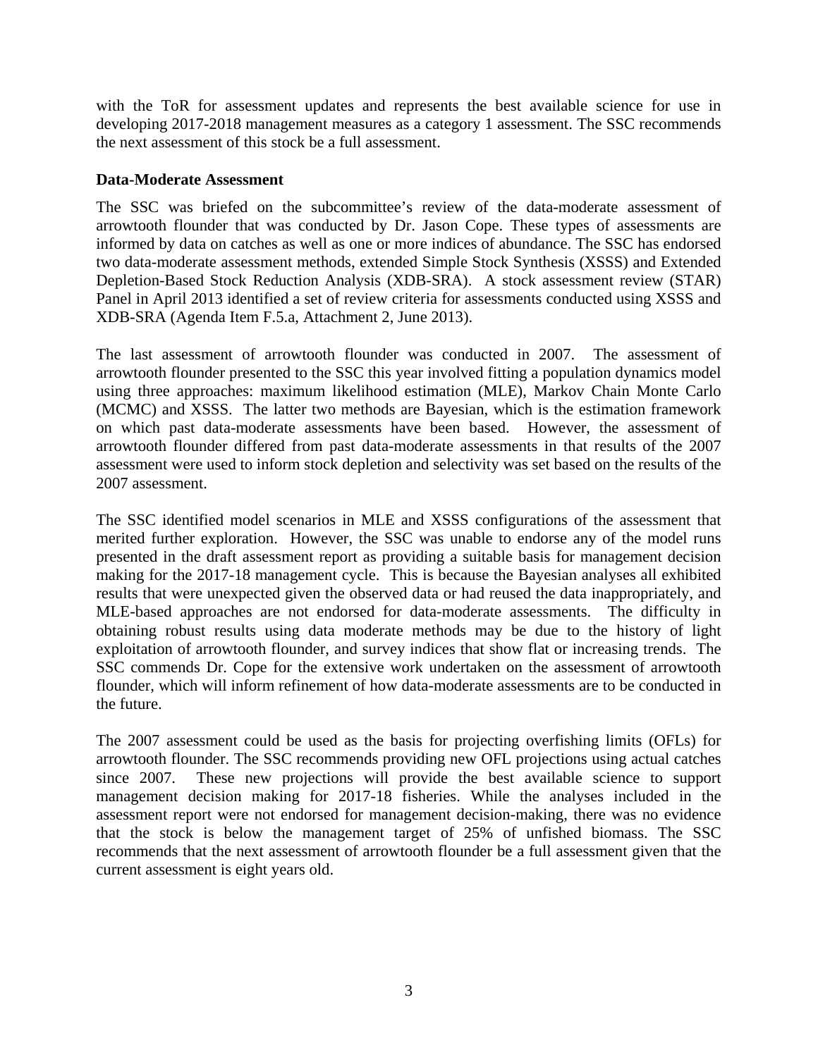with the ToR for assessment updates and represents the best available science for use in developing 2017-2018 management measures as a category 1 assessment. The SSC recommends the next assessment of this stock be a full assessment.

**Data-Moderate Assessment**

The SSC was briefed on the subcommittee's review of the data-moderate assessment of arrowtooth flounder that was conducted by Dr. Jason Cope. These types of assessments are informed by data on catches as well as one or more indices of abundance. The SSC has endorsed two data-moderate assessment methods, extended Simple Stock Synthesis (XSSS) and Extended Depletion-Based Stock Reduction Analysis (XDB-SRA). A stock assessment review (STAR) Panel in April 2013 identified a set of review criteria for assessments conducted using XSSS and XDB-SRA (Agenda Item F.5.a, Attachment 2, June 2013).

The last assessment of arrowtooth flounder was conducted in 2007. The assessment of arrowtooth flounder presented to the SSC this year involved fitting a population dynamics model using three approaches: maximum likelihood estimation (MLE), Markov Chain Monte Carlo (MCMC) and XSSS. The latter two methods are Bayesian, which is the estimation framework on which past data-moderate assessments have been based. However, the assessment of arrowtooth flounder differed from past data-moderate assessments in that results of the 2007 assessment were used to inform stock depletion and selectivity was set based on the results of the 2007 assessment.

The SSC identified model scenarios in MLE and XSSS configurations of the assessment that merited further exploration. However, the SSC was unable to endorse any of the model runs presented in the draft assessment report as providing a suitable basis for management decision making for the 2017-18 management cycle. This is because the Bayesian analyses all exhibited results that were unexpected given the observed data or had reused the data inappropriately, and MLE-based approaches are not endorsed for data-moderate assessments. The difficulty in obtaining robust results using data moderate methods may be due to the history of light exploitation of arrowtooth flounder, and survey indices that show flat or increasing trends. The SSC commends Dr. Cope for the extensive work undertaken on the assessment of arrowtooth flounder, which will inform refinement of how data-moderate assessments are to be conducted in the future.

The 2007 assessment could be used as the basis for projecting overfishing limits (OFLs) for arrowtooth flounder. The SSC recommends providing new OFL projections using actual catches since 2007. These new projections will provide the best available science to support management decision making for 2017-18 fisheries. While the analyses included in the assessment report were not endorsed for management decision-making, there was no evidence that the stock is below the management target of 25% of unfished biomass. The SSC recommends that the next assessment of arrowtooth flounder be a full assessment given that the current assessment is eight years old.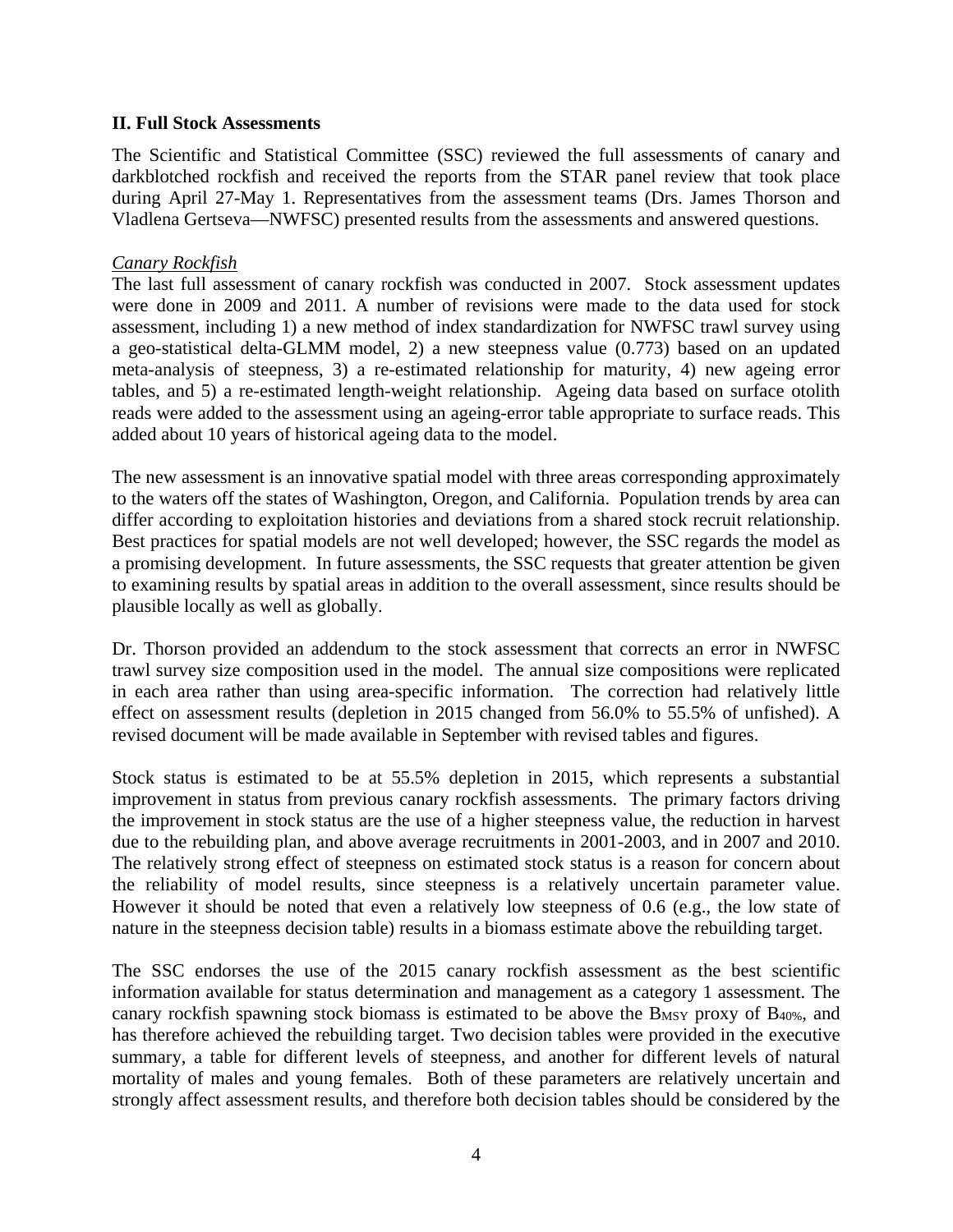## II. Full Stock Assessments

The Scientific and Statistical Committee (SSC) reviewed the full assessments of canary and darkblotched rockfish and received the reports from the STAR panel review that took place during April 27-May 1. Representatives from the assessment teams (Drs. James Thorson and Vladlena Gertseva—NWFSC) presented results from the assessments and answered questions.

### *Canary Rockfish*

The last full assessment of canary rockfish was conducted in 2007. Stock assessment updates were done in 2009 and 2011. A number of revisions were made to the data used for stock assessment, including 1) a new method of index standardization for NWFSC trawl survey using a geo-statistical delta-GLMM model, 2) a new steepness value (0.773) based on an updated meta-analysis of steepness, 3) a re-estimated relationship for maturity, 4) new ageing error tables, and 5) a re-estimated length-weight relationship. Ageing data based on surface otolith reads were added to the assessment using an ageing-error table appropriate to surface reads. This added about 10 years of historical ageing data to the model.

The new assessment is an innovative spatial model with three areas corresponding approximately to the waters off the states of Washington, Oregon, and California. Population trends by area can differ according to exploitation histories and deviations from a shared stock recruit relationship. Best practices for spatial models are not well developed; however, the SSC regards the model as a promising development. In future assessments, the SSC requests that greater attention be given to examining results by spatial areas in addition to the overall assessment, since results should be plausible locally as well as globally.

Dr. Thorson provided an addendum to the stock assessment that corrects an error in NWFSC trawl survey size composition used in the model. The annual size compositions were replicated in each area rather than using area-specific information. The correction had relatively little effect on assessment results (depletion in 2015 changed from 56.0% to 55.5% of unfished). A revised document will be made available in September with revised tables and figures.

Stock status is estimated to be at 55.5% depletion in 2015, which represents a substantial improvement in status from previous canary rockfish assessments. The primary factors driving the improvement in stock status are the use of a higher steepness value, the reduction in harvest due to the rebuilding plan, and above average recruitments in 2001-2003, and in 2007 and 2010. The relatively strong effect of steepness on estimated stock status is a reason for concern about the reliability of model results, since steepness is a relatively uncertain parameter value. However it should be noted that even a relatively low steepness of 0.6 (e.g., the low state of nature in the steepness decision table) results in a biomass estimate above the rebuilding target.

The SSC endorses the use of the 2015 canary rockfish assessment as the best scientific information available for status determination and management as a category 1 assessment. The canary rockfish spawning stock biomass is estimated to be above the $B_{MSY}$ proxy of $B_{40\%}$, and has therefore achieved the rebuilding target. Two decision tables were provided in the executive summary, a table for different levels of steepness, and another for different levels of natural mortality of males and young females. Both of these parameters are relatively uncertain and strongly affect assessment results, and therefore both decision tables should be considered by the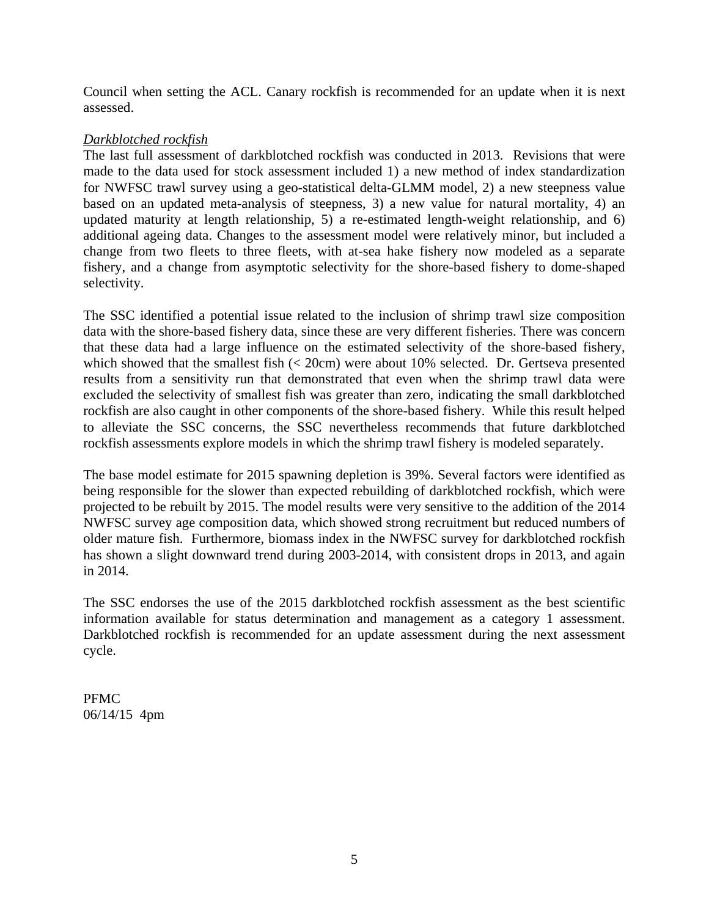Council when setting the ACL. Canary rockfish is recommended for an update when it is next assessed.

*Darkblotched rockfish*

The last full assessment of darkblotched rockfish was conducted in 2013. Revisions that were made to the data used for stock assessment included 1) a new method of index standardization for NWFSC trawl survey using a geo-statistical delta-GLMM model, 2) a new steepness value based on an updated meta-analysis of steepness, 3) a new value for natural mortality, 4) an updated maturity at length relationship, 5) a re-estimated length-weight relationship, and 6) additional ageing data. Changes to the assessment model were relatively minor, but included a change from two fleets to three fleets, with at-sea hake fishery now modeled as a separate fishery, and a change from asymptotic selectivity for the shore-based fishery to dome-shaped selectivity.

The SSC identified a potential issue related to the inclusion of shrimp trawl size composition data with the shore-based fishery data, since these are very different fisheries. There was concern that these data had a large influence on the estimated selectivity of the shore-based fishery, which showed that the smallest fish (< 20cm) were about 10% selected. Dr. Gertseva presented results from a sensitivity run that demonstrated that even when the shrimp trawl data were excluded the selectivity of smallest fish was greater than zero, indicating the small darkblotched rockfish are also caught in other components of the shore-based fishery. While this result helped to alleviate the SSC concerns, the SSC nevertheless recommends that future darkblotched rockfish assessments explore models in which the shrimp trawl fishery is modeled separately.

The base model estimate for 2015 spawning depletion is 39%. Several factors were identified as being responsible for the slower than expected rebuilding of darkblotched rockfish, which were projected to be rebuilt by 2015. The model results were very sensitive to the addition of the 2014 NWFSC survey age composition data, which showed strong recruitment but reduced numbers of older mature fish. Furthermore, biomass index in the NWFSC survey for darkblotched rockfish has shown a slight downward trend during 2003-2014, with consistent drops in 2013, and again in 2014.

The SSC endorses the use of the 2015 darkblotched rockfish assessment as the best scientific information available for status determination and management as a category 1 assessment. Darkblotched rockfish is recommended for an update assessment during the next assessment cycle.

PFMC
06/14/15 4pm